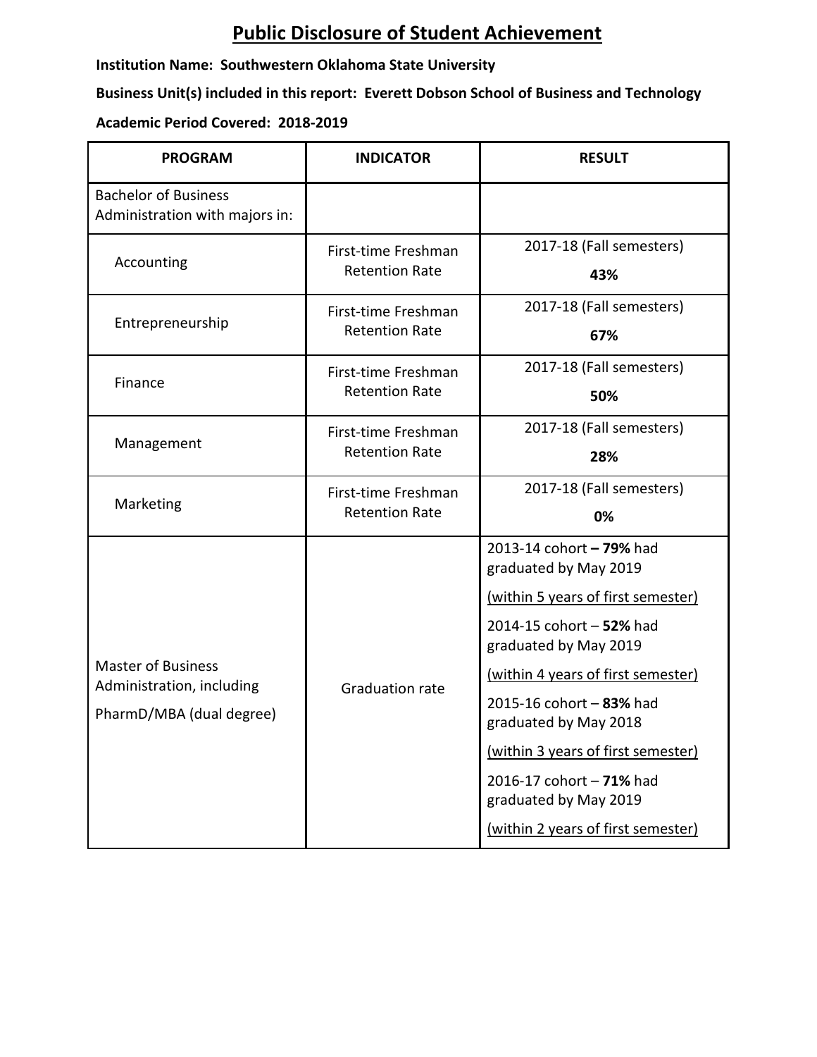# Public Disclosure of Student Achievement

**Institution Name: Southwestern Oklahoma State University**

**Business Unit(s) included in this report: Everett Dobson School of Business and Technology**

**Academic Period Covered: 2018-2019**

| PROGRAM | INDICATOR | RESULT |
|---|---|---|
| Bachelor of Business Administration with majors in: | | |
| Accounting | First-time Freshman Retention Rate | 2017-18 (Fall semesters) **43%** |
| Entrepreneurship | First-time Freshman Retention Rate | 2017-18 (Fall semesters) **67%** |
| Finance | First-time Freshman Retention Rate | 2017-18 (Fall semesters) **50%** |
| Management | First-time Freshman Retention Rate | 2017-18 (Fall semesters) **28%** |
| Marketing | First-time Freshman Retention Rate | 2017-18 (Fall semesters) **0%** |
| Master of Business Administration, including PharmD/MBA (dual degree) | Graduation rate | 2013-14 cohort **– 79%** had graduated by May 2019 (within 5 years of first semester)<br>2014-15 cohort – **52%** had graduated by May 2019 (within 4 years of first semester)<br>2015-16 cohort – **83%** had graduated by May 2018 (within 3 years of first semester)<br>2016-17 cohort – **71%** had graduated by May 2019 (within 2 years of first semester) |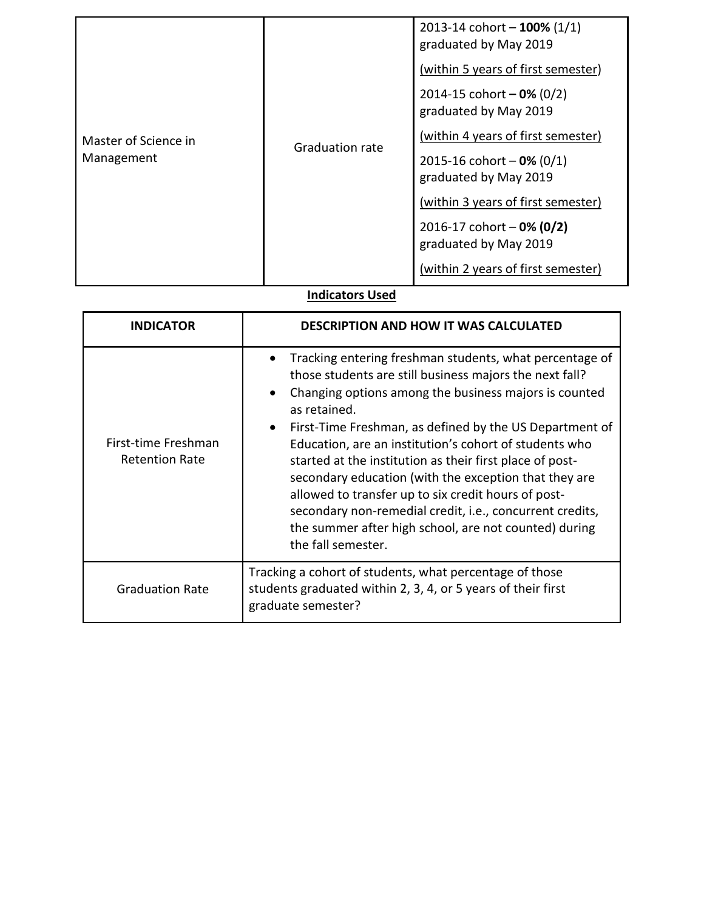| | | |
|---|---|---|
| Master of Science in Management | Graduation rate | 2013-14 cohort – **100%** (1/1) graduated by May 2019<br>(within 5 years of first semester)<br>2014-15 cohort **– 0%** (0/2) graduated by May 2019<br>(within 4 years of first semester)<br>2015-16 cohort – **0%** (0/1) graduated by May 2019<br>(within 3 years of first semester)<br>2016-17 cohort – **0% (0/2)** graduated by May 2019<br>(within 2 years of first semester) |

**Indicators Used**

| **INDICATOR** | **DESCRIPTION AND HOW IT WAS CALCULATED** |
|---|---|
| First-time Freshman Retention Rate | • Tracking entering freshman students, what percentage of those students are still business majors the next fall?<br>• Changing options among the business majors is counted as retained.<br>• First-Time Freshman, as defined by the US Department of Education, are an institution's cohort of students who started at the institution as their first place of post-secondary education (with the exception that they are allowed to transfer up to six credit hours of post-secondary non-remedial credit, i.e., concurrent credits, the summer after high school, are not counted) during the fall semester. |
| Graduation Rate | Tracking a cohort of students, what percentage of those students graduated within 2, 3, 4, or 5 years of their first graduate semester? |